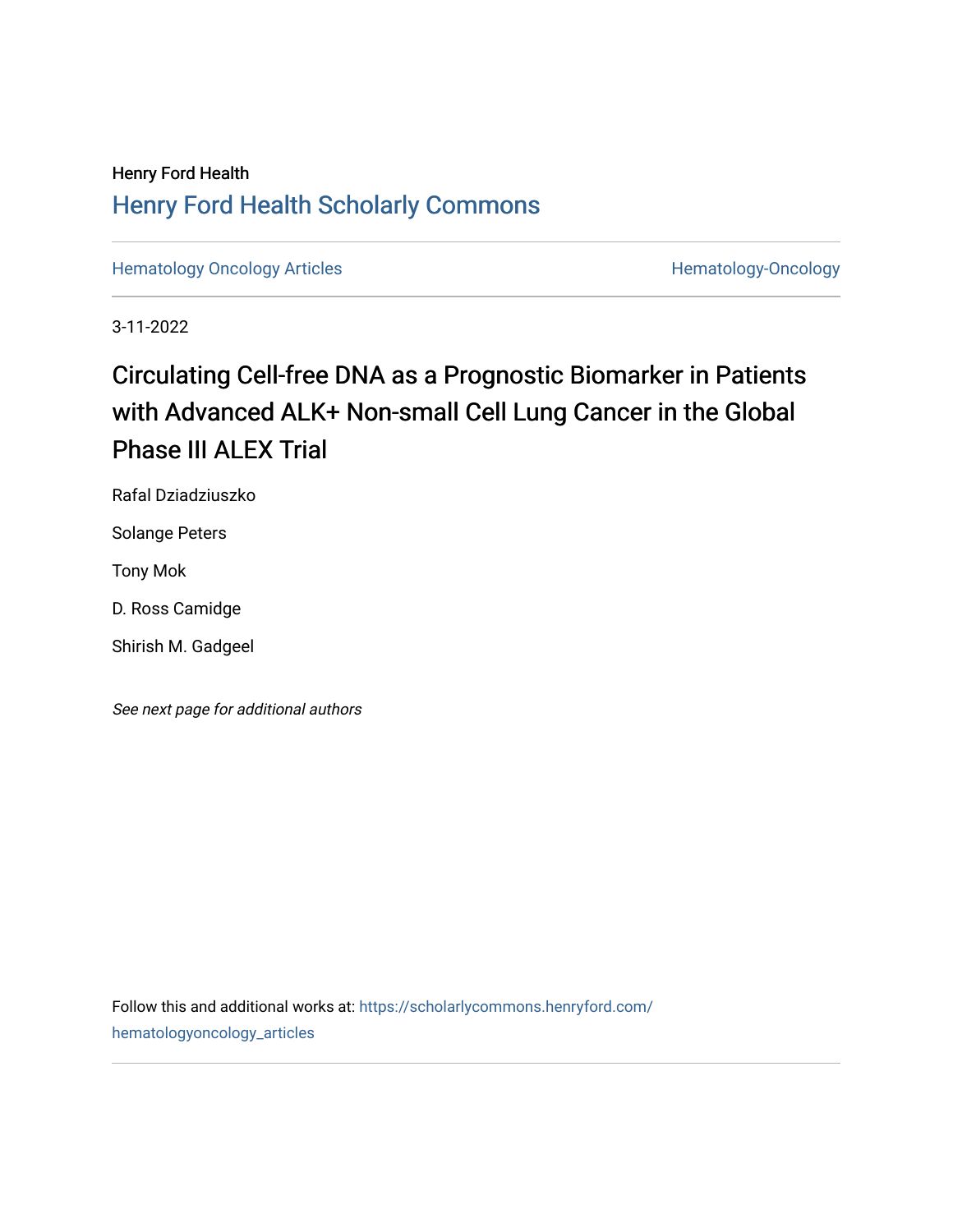Henry Ford Health

## Henry Ford Health Scholarly Commons

Hematology Oncology Articles | Hematology-Oncology

3-11-2022

# Circulating Cell-free DNA as a Prognostic Biomarker in Patients with Advanced ALK+ Non-small Cell Lung Cancer in the Global Phase III ALEX Trial

Rafal Dziadziuszko

Solange Peters

Tony Mok

D. Ross Camidge

Shirish M. Gadgeel

*See next page for additional authors*

Follow this and additional works at: https://scholarlycommons.henryford.com/hematologyoncology_articles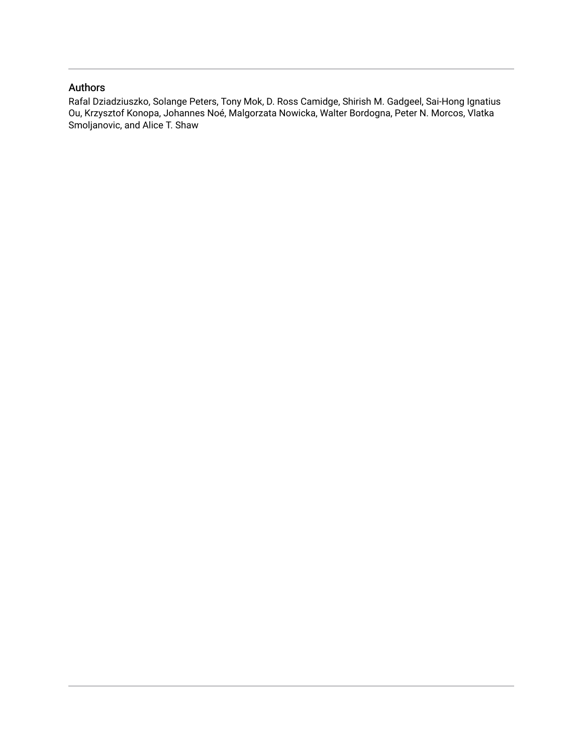## Authors

Rafal Dziadziuszko, Solange Peters, Tony Mok, D. Ross Camidge, Shirish M. Gadgeel, Sai-Hong Ignatius Ou, Krzysztof Konopa, Johannes Noé, Malgorzata Nowicka, Walter Bordogna, Peter N. Morcos, Vlatka Smoljanovic, and Alice T. Shaw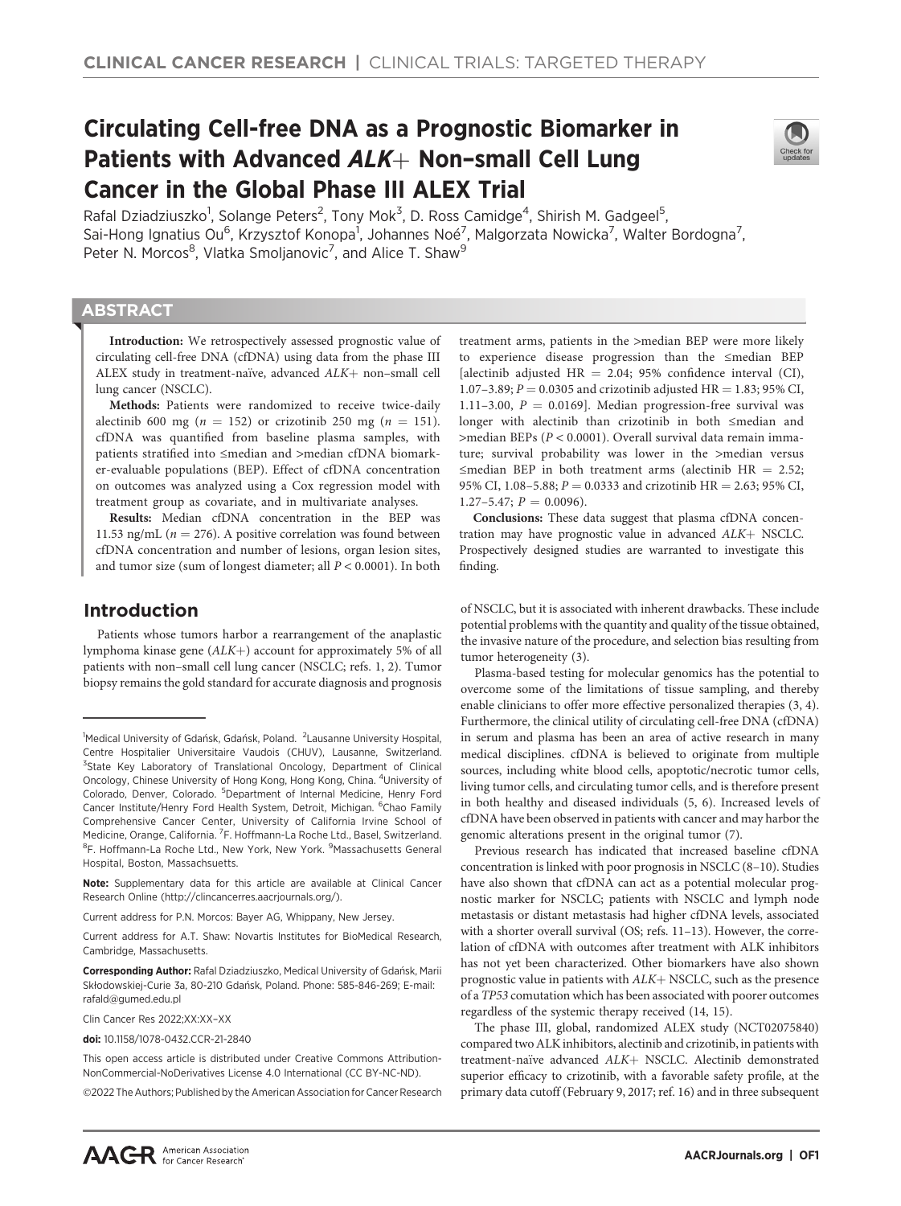# Circulating Cell-free DNA as a Prognostic Biomarker in Patients with Advanced *ALK*+ Non–small Cell Lung Cancer in the Global Phase III ALEX Trial

Rafal Dziadziuszko[1], Solange Peters[2], Tony Mok[3], D. Ross Camidge[4], Shirish M. Gadgeel[5], Sai-Hong Ignatius Ou[6], Krzysztof Konopa[1], Johannes Noé[7], Malgorzata Nowicka[7], Walter Bordogna[7], Peter N. Morcos[8], Vlatka Smoljanovic[7], and Alice T. Shaw[9]

## ABSTRACT

**Introduction:** We retrospectively assessed prognostic value of circulating cell-free DNA (cfDNA) using data from the phase III ALEX study in treatment-naïve, advanced *ALK*+ non–small cell lung cancer (NSCLC).

**Methods:** Patients were randomized to receive twice-daily alectinib 600 mg ($n = 152$) or crizotinib 250 mg ($n = 151$). cfDNA was quantified from baseline plasma samples, with patients stratified into ≤median and >median cfDNA biomarker-evaluable populations (BEP). Effect of cfDNA concentration on outcomes was analyzed using a Cox regression model with treatment group as covariate, and in multivariate analyses.

**Results:** Median cfDNA concentration in the BEP was 11.53 ng/mL ($n = 276$). A positive correlation was found between cfDNA concentration and number of lesions, organ lesion sites, and tumor size (sum of longest diameter; all $P < 0.0001$). In both treatment arms, patients in the >median BEP were more likely to experience disease progression than the ≤median BEP [alectinib adjusted HR = 2.04; 95% confidence interval (CI), 1.07–3.89; $P = 0.0305$ and crizotinib adjusted HR = 1.83; 95% CI, 1.11–3.00, $P = 0.0169$]. Median progression-free survival was longer with alectinib than crizotinib in both ≤median and >median BEPs ($P < 0.0001$). Overall survival data remain immature; survival probability was lower in the >median versus ≤median BEP in both treatment arms (alectinib HR = 2.52; 95% CI, 1.08–5.88; $P = 0.0333$ and crizotinib HR = 2.63; 95% CI, 1.27–5.47; $P = 0.0096$).

**Conclusions:** These data suggest that plasma cfDNA concentration may have prognostic value in advanced *ALK*+ NSCLC. Prospectively designed studies are warranted to investigate this finding.

## Introduction

Patients whose tumors harbor a rearrangement of the anaplastic lymphoma kinase gene (*ALK*+) account for approximately 5% of all patients with non–small cell lung cancer (NSCLC; refs. 1, 2). Tumor biopsy remains the gold standard for accurate diagnosis and prognosis of NSCLC, but it is associated with inherent drawbacks. These include potential problems with the quantity and quality of the tissue obtained, the invasive nature of the procedure, and selection bias resulting from tumor heterogeneity (3).

Plasma-based testing for molecular genomics has the potential to overcome some of the limitations of tissue sampling, and thereby enable clinicians to offer more effective personalized therapies (3, 4). Furthermore, the clinical utility of circulating cell-free DNA (cfDNA) in serum and plasma has been an area of active research in many medical disciplines. cfDNA is believed to originate from multiple sources, including white blood cells, apoptotic/necrotic tumor cells, living tumor cells, and circulating tumor cells, and is therefore present in both healthy and diseased individuals (5, 6). Increased levels of cfDNA have been observed in patients with cancer and may harbor the genomic alterations present in the original tumor (7).

Previous research has indicated that increased baseline cfDNA concentration is linked with poor prognosis in NSCLC (8–10). Studies have also shown that cfDNA can act as a potential molecular prognostic marker for NSCLC; patients with NSCLC and lymph node metastasis or distant metastasis had higher cfDNA levels, associated with a shorter overall survival (OS; refs. 11–13). However, the correlation of cfDNA with outcomes after treatment with ALK inhibitors has not yet been characterized. Other biomarkers have also shown prognostic value in patients with *ALK*+ NSCLC, such as the presence of a *TP53* comutation which has been associated with poorer outcomes regardless of the systemic therapy received (14, 15).

The phase III, global, randomized ALEX study (NCT02075840) compared two ALK inhibitors, alectinib and crizotinib, in patients with treatment-naïve advanced *ALK*+ NSCLC. Alectinib demonstrated superior efficacy to crizotinib, with a favorable safety profile, at the primary data cutoff (February 9, 2017; ref. 16) and in three subsequent

---

[1]Medical University of Gdańsk, Gdańsk, Poland. [2]Lausanne University Hospital, Centre Hospitalier Universitaire Vaudois (CHUV), Lausanne, Switzerland. [3]State Key Laboratory of Translational Oncology, Department of Clinical Oncology, Chinese University of Hong Kong, Hong Kong, China. [4]University of Colorado, Denver, Colorado. [5]Department of Internal Medicine, Henry Ford Cancer Institute/Henry Ford Health System, Detroit, Michigan. [6]Chao Family Comprehensive Cancer Center, University of California Irvine School of Medicine, Orange, California. [7]F. Hoffmann-La Roche Ltd., Basel, Switzerland. [8]F. Hoffmann-La Roche Ltd., New York, New York. [9]Massachusetts General Hospital, Boston, Massachusetts.

**Note:** Supplementary data for this article are available at Clinical Cancer Research Online (http://clincancerres.aacrjournals.org/).

Current address for P.N. Morcos: Bayer AG, Whippany, New Jersey.

Current address for A.T. Shaw: Novartis Institutes for BioMedical Research, Cambridge, Massachusetts.

**Corresponding Author:** Rafal Dziadziuszko, Medical University of Gdańsk, Marii Skłodowskiej-Curie 3a, 80-210 Gdańsk, Poland. Phone: 585-846-269; E-mail: rafald@gumed.edu.pl

Clin Cancer Res 2022;XX:XX–XX

**doi:** 10.1158/1078-0432.CCR-21-2840

This open access article is distributed under Creative Commons Attribution-NonCommercial-NoDerivatives License 4.0 International (CC BY-NC-ND).

©2022 The Authors; Published by the American Association for Cancer Research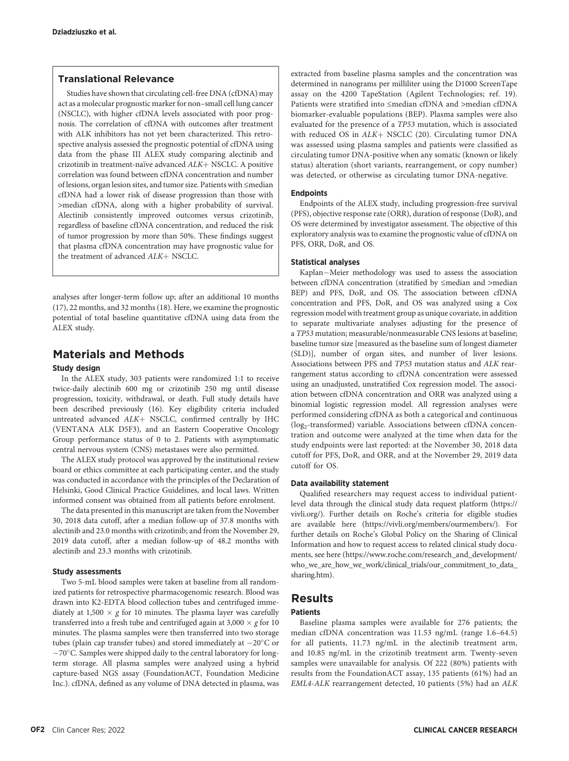## Translational Relevance

Studies have shown that circulating cell-free DNA (cfDNA) may act as a molecular prognostic marker for non–small cell lung cancer (NSCLC), with higher cfDNA levels associated with poor prognosis. The correlation of cfDNA with outcomes after treatment with ALK inhibitors has not yet been characterized. This retrospective analysis assessed the prognostic potential of cfDNA using data from the phase III ALEX study comparing alectinib and crizotinib in treatment-naïve advanced *ALK*+ NSCLC. A positive correlation was found between cfDNA concentration and number of lesions, organ lesion sites, and tumor size. Patients with ≤median cfDNA had a lower risk of disease progression than those with >median cfDNA, along with a higher probability of survival. Alectinib consistently improved outcomes versus crizotinib, regardless of baseline cfDNA concentration, and reduced the risk of tumor progression by more than 50%. These findings suggest that plasma cfDNA concentration may have prognostic value for the treatment of advanced *ALK*+ NSCLC.

analyses after longer-term follow up; after an additional 10 months (17), 22 months, and 32 months (18). Here, we examine the prognostic potential of total baseline quantitative cfDNA using data from the ALEX study.

# Materials and Methods

### Study design

In the ALEX study, 303 patients were randomized 1:1 to receive twice-daily alectinib 600 mg or crizotinib 250 mg until disease progression, toxicity, withdrawal, or death. Full study details have been described previously (16). Key eligibility criteria included untreated advanced *ALK*+ NSCLC, confirmed centrally by IHC (VENTANA ALK D5F3), and an Eastern Cooperative Oncology Group performance status of 0 to 2. Patients with asymptomatic central nervous system (CNS) metastases were also permitted.

The ALEX study protocol was approved by the institutional review board or ethics committee at each participating center, and the study was conducted in accordance with the principles of the Declaration of Helsinki, Good Clinical Practice Guidelines, and local laws. Written informed consent was obtained from all patients before enrolment.

The data presented in this manuscript are taken from the November 30, 2018 data cutoff, after a median follow-up of 37.8 months with alectinib and 23.0 months with crizotinib; and from the November 29, 2019 data cutoff, after a median follow-up of 48.2 months with alectinib and 23.3 months with crizotinib.

### Study assessments

Two 5-mL blood samples were taken at baseline from all randomized patients for retrospective pharmacogenomic research. Blood was drawn into K2-EDTA blood collection tubes and centrifuged immediately at $1{,}500 \times g$ for 10 minutes. The plasma layer was carefully transferred into a fresh tube and centrifuged again at $3{,}000 \times g$ for 10 minutes. The plasma samples were then transferred into two storage tubes (plain cap transfer tubes) and stored immediately at −20°C or −70°C. Samples were shipped daily to the central laboratory for long-term storage. All plasma samples were analyzed using a hybrid capture-based NGS assay (FoundationACT, Foundation Medicine Inc.). cfDNA, defined as any volume of DNA detected in plasma, was extracted from baseline plasma samples and the concentration was determined in nanograms per milliliter using the D1000 ScreenTape assay on the 4200 TapeStation (Agilent Technologies; ref. 19). Patients were stratified into ≤median cfDNA and >median cfDNA biomarker-evaluable populations (BEP). Plasma samples were also evaluated for the presence of a *TP53* mutation, which is associated with reduced OS in *ALK*+ NSCLC (20). Circulating tumor DNA was assessed using plasma samples and patients were classified as circulating tumor DNA-positive when any somatic (known or likely status) alteration (short variants, rearrangement, or copy number) was detected, or otherwise as circulating tumor DNA-negative.

### Endpoints

Endpoints of the ALEX study, including progression-free survival (PFS), objective response rate (ORR), duration of response (DoR), and OS were determined by investigator assessment. The objective of this exploratory analysis was to examine the prognostic value of cfDNA on PFS, ORR, DoR, and OS.

### Statistical analyses

Kaplan–Meier methodology was used to assess the association between cfDNA concentration (stratified by ≤median and >median BEP) and PFS, DoR, and OS. The association between cfDNA concentration and PFS, DoR, and OS was analyzed using a Cox regression model with treatment group as unique covariate, in addition to separate multivariate analyses adjusting for the presence of a *TP53* mutation; measurable/nonmeasurable CNS lesions at baseline; baseline tumor size [measured as the baseline sum of longest diameter (SLD)], number of organ sites, and number of liver lesions. Associations between PFS and *TP53* mutation status and *ALK* rearrangement status according to cfDNA concentration were assessed using an unadjusted, unstratified Cox regression model. The association between cfDNA concentration and ORR was analyzed using a binomial logistic regression model. All regression analyses were performed considering cfDNA as both a categorical and continuous ($\log_2$-transformed) variable. Associations between cfDNA concentration and outcome were analyzed at the time when data for the study endpoints were last reported: at the November 30, 2018 data cutoff for PFS, DoR, and ORR, and at the November 29, 2019 data cutoff for OS.

### Data availability statement

Qualified researchers may request access to individual patient-level data through the clinical study data request platform (https://vivli.org/). Further details on Roche's criteria for eligible studies are available here (https://vivli.org/members/ourmembers/). For further details on Roche's Global Policy on the Sharing of Clinical Information and how to request access to related clinical study documents, see here (https://www.roche.com/research_and_development/who_we_are_how_we_work/clinical_trials/our_commitment_to_data_sharing.htm).

# Results

### Patients

Baseline plasma samples were available for 276 patients; the median cfDNA concentration was 11.53 ng/mL (range 1.6–64.5) for all patients, 11.73 ng/mL in the alectinib treatment arm, and 10.85 ng/mL in the crizotinib treatment arm. Twenty-seven samples were unavailable for analysis. Of 222 (80%) patients with results from the FoundationACT assay, 135 patients (61%) had an *EML4-ALK* rearrangement detected, 10 patients (5%) had an *ALK*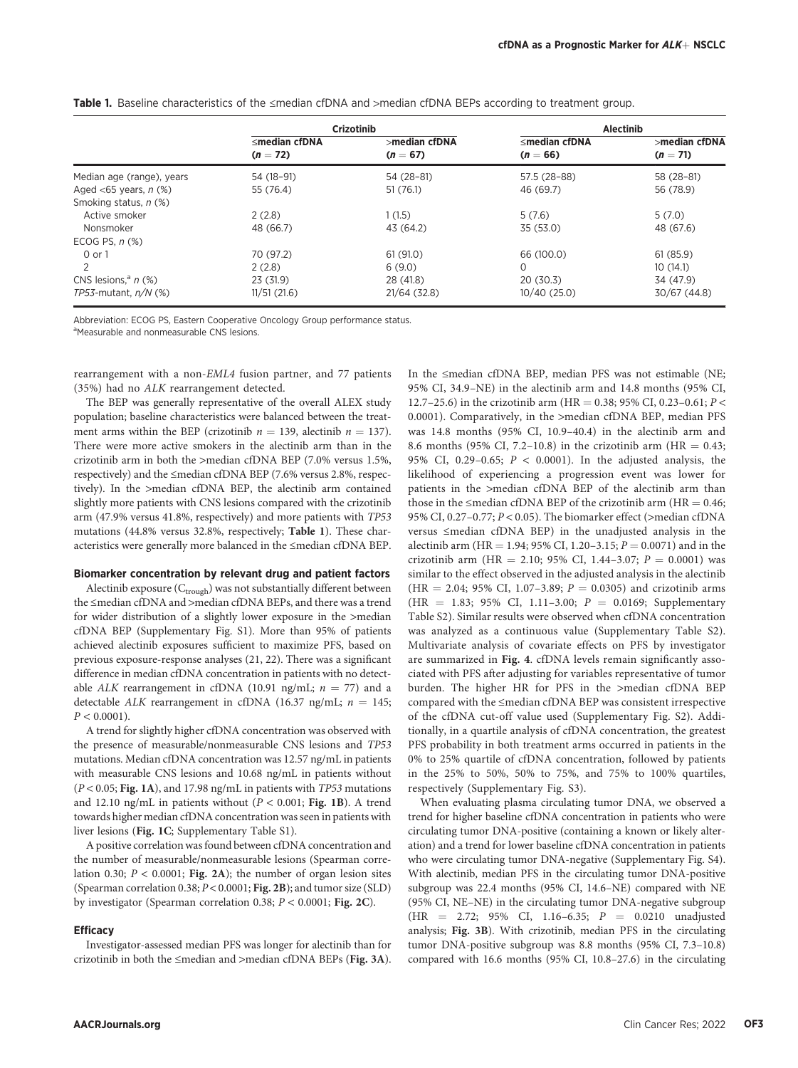**Table 1.** Baseline characteristics of the ≤median cfDNA and >median cfDNA BEPs according to treatment group.

| | Crizotinib | | Alectinib | |
|---|---|---|---|---|
| | ≤median cfDNA ($n = 72$) | >median cfDNA ($n = 67$) | ≤median cfDNA ($n = 66$) | >median cfDNA ($n = 71$) |
| Median age (range), years | 54 (18–91) | 54 (28–81) | 57.5 (28–88) | 58 (28–81) |
| Aged <65 years, *n* (%) | 55 (76.4) | 51 (76.1) | 46 (69.7) | 56 (78.9) |
| Smoking status, *n* (%) | | | | |
| Active smoker | 2 (2.8) | 1 (1.5) | 5 (7.6) | 5 (7.0) |
| Nonsmoker | 48 (66.7) | 43 (64.2) | 35 (53.0) | 48 (67.6) |
| ECOG PS, *n* (%) | | | | |
| 0 or 1 | 70 (97.2) | 61 (91.0) | 66 (100.0) | 61 (85.9) |
| 2 | 2 (2.8) | 6 (9.0) | 0 | 10 (14.1) |
| CNS lesions,[a] *n* (%) | 23 (31.9) | 28 (41.8) | 20 (30.3) | 34 (47.9) |
| *TP53*-mutant, *n/N* (%) | 11/51 (21.6) | 21/64 (32.8) | 10/40 (25.0) | 30/67 (44.8) |

Abbreviation: ECOG PS, Eastern Cooperative Oncology Group performance status.
[a]Measurable and nonmeasurable CNS lesions.

rearrangement with a non-*EML4* fusion partner, and 77 patients (35%) had no *ALK* rearrangement detected.

The BEP was generally representative of the overall ALEX study population; baseline characteristics were balanced between the treatment arms within the BEP (crizotinib $n = 139$, alectinib $n = 137$). There were more active smokers in the alectinib arm than in the crizotinib arm in both the >median cfDNA BEP (7.0% versus 1.5%, respectively) and the ≤median cfDNA BEP (7.6% versus 2.8%, respectively). In the >median cfDNA BEP, the alectinib arm contained slightly more patients with CNS lesions compared with the crizotinib arm (47.9% versus 41.8%, respectively) and more patients with *TP53* mutations (44.8% versus 32.8%, respectively; **Table 1**). These characteristics were generally more balanced in the ≤median cfDNA BEP.

#### Biomarker concentration by relevant drug and patient factors

Alectinib exposure ($C_{trough}$) was not substantially different between the ≤median cfDNA and >median cfDNA BEPs, and there was a trend for wider distribution of a slightly lower exposure in the >median cfDNA BEP (Supplementary Fig. S1). More than 95% of patients achieved alectinib exposures sufficient to maximize PFS, based on previous exposure-response analyses (21, 22). There was a significant difference in median cfDNA concentration in patients with no detectable *ALK* rearrangement in cfDNA (10.91 ng/mL; $n = 77$) and a detectable *ALK* rearrangement in cfDNA (16.37 ng/mL; $n = 145$; $P < 0.0001$).

A trend for slightly higher cfDNA concentration was observed with the presence of measurable/nonmeasurable CNS lesions and *TP53* mutations. Median cfDNA concentration was 12.57 ng/mL in patients with measurable CNS lesions and 10.68 ng/mL in patients without ($P < 0.05$; **Fig. 1A**), and 17.98 ng/mL in patients with *TP53* mutations and 12.10 ng/mL in patients without ($P < 0.001$; **Fig. 1B**). A trend towards higher median cfDNA concentration was seen in patients with liver lesions (**Fig. 1C**; Supplementary Table S1).

A positive correlation was found between cfDNA concentration and the number of measurable/nonmeasurable lesions (Spearman correlation 0.30; $P < 0.0001$; **Fig. 2A**); the number of organ lesion sites (Spearman correlation 0.38; $P < 0.0001$; **Fig. 2B**); and tumor size (SLD) by investigator (Spearman correlation 0.38; $P < 0.0001$; **Fig. 2C**).

#### Efficacy

Investigator-assessed median PFS was longer for alectinib than for crizotinib in both the ≤median and >median cfDNA BEPs (**Fig. 3A**). In the ≤median cfDNA BEP, median PFS was not estimable (NE; 95% CI, 34.9–NE) in the alectinib arm and 14.8 months (95% CI, 12.7–25.6) in the crizotinib arm (HR = 0.38; 95% CI, 0.23–0.61; $P < 0.0001$). Comparatively, in the >median cfDNA BEP, median PFS was 14.8 months (95% CI, 10.9–40.4) in the alectinib arm and 8.6 months (95% CI, 7.2–10.8) in the crizotinib arm (HR = 0.43; 95% CI, 0.29–0.65; $P < 0.0001$). In the adjusted analysis, the likelihood of experiencing a progression event was lower for patients in the >median cfDNA BEP of the alectinib arm than those in the ≤median cfDNA BEP of the crizotinib arm (HR = 0.46; 95% CI, 0.27–0.77; $P < 0.05$). The biomarker effect (>median cfDNA versus ≤median cfDNA BEP) in the unadjusted analysis in the alectinib arm (HR = 1.94; 95% CI, 1.20–3.15; $P = 0.0071$) and in the crizotinib arm (HR = 2.10; 95% CI, 1.44–3.07; $P = 0.0001$) was similar to the effect observed in the adjusted analysis in the alectinib (HR = 2.04; 95% CI, 1.07–3.89; $P = 0.0305$) and crizotinib arms (HR = 1.83; 95% CI, 1.11–3.00; $P = 0.0169$; Supplementary Table S2). Similar results were observed when cfDNA concentration was analyzed as a continuous value (Supplementary Table S2). Multivariate analysis of covariate effects on PFS by investigator are summarized in **Fig. 4**. cfDNA levels remain significantly associated with PFS after adjusting for variables representative of tumor burden. The higher HR for PFS in the >median cfDNA BEP compared with the ≤median cfDNA BEP was consistent irrespective of the cfDNA cut-off value used (Supplementary Fig. S2). Additionally, in a quartile analysis of cfDNA concentration, the greatest PFS probability in both treatment arms occurred in patients in the 0% to 25% quartile of cfDNA concentration, followed by patients in the 25% to 50%, 50% to 75%, and 75% to 100% quartiles, respectively (Supplementary Fig. S3).

When evaluating plasma circulating tumor DNA, we observed a trend for higher baseline cfDNA concentration in patients who were circulating tumor DNA-positive (containing a known or likely alteration) and a trend for lower baseline cfDNA concentration in patients who were circulating tumor DNA-negative (Supplementary Fig. S4). With alectinib, median PFS in the circulating tumor DNA-positive subgroup was 22.4 months (95% CI, 14.6–NE) compared with NE (95% CI, NE–NE) in the circulating tumor DNA-negative subgroup (HR = 2.72; 95% CI, 1.16–6.35; $P = 0.0210$ unadjusted analysis; **Fig. 3B**). With crizotinib, median PFS in the circulating tumor DNA-positive subgroup was 8.8 months (95% CI, 7.3–10.8) compared with 16.6 months (95% CI, 10.8–27.6) in the circulating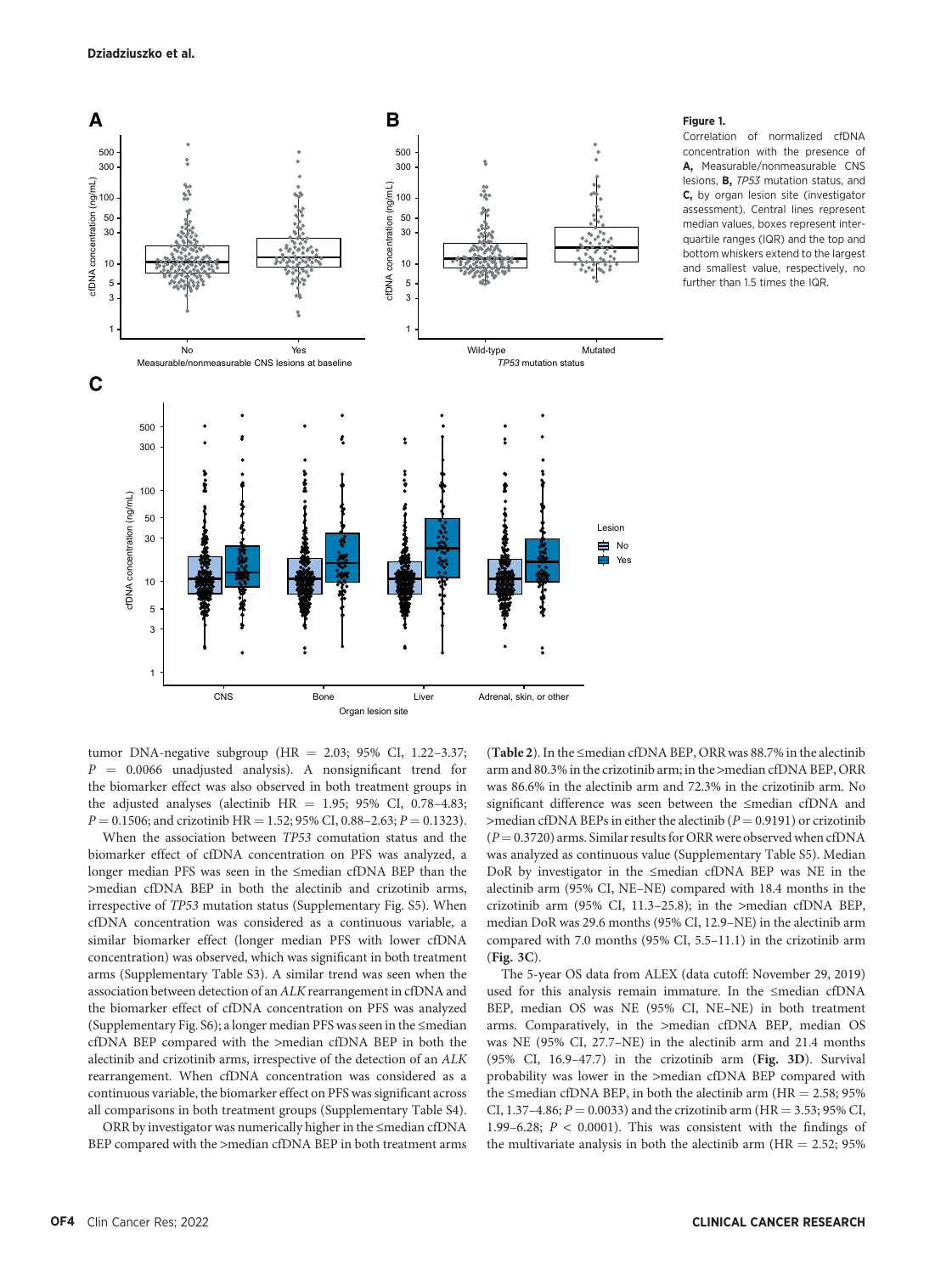**Figure 1.**

Correlation of normalized cfDNA concentration with the presence of **A,** Measurable/nonmeasurable CNS lesions, **B,** *TP53* mutation status, and **C,** by organ lesion site (investigator assessment). Central lines represent median values, boxes represent interquartile ranges (IQR) and the top and bottom whiskers extend to the largest and smallest value, respectively, no further than 1.5 times the IQR.

tumor DNA-negative subgroup (HR = 2.03; 95% CI, 1.22–3.37; $P$ = 0.0066 unadjusted analysis). A nonsignificant trend for the biomarker effect was also observed in both treatment groups in the adjusted analyses (alectinib HR = 1.95; 95% CI, 0.78–4.83; $P$ = 0.1506; and crizotinib HR = 1.52; 95% CI, 0.88–2.63; $P$ = 0.1323).

When the association between *TP53* comutation status and the biomarker effect of cfDNA concentration on PFS was analyzed, a longer median PFS was seen in the ≤median cfDNA BEP than the >median cfDNA BEP in both the alectinib and crizotinib arms, irrespective of *TP53* mutation status (Supplementary Fig. S5). When cfDNA concentration was considered as a continuous variable, a similar biomarker effect (longer median PFS with lower cfDNA concentration) was observed, which was significant in both treatment arms (Supplementary Table S3). A similar trend was seen when the association between detection of an *ALK* rearrangement in cfDNA and the biomarker effect of cfDNA concentration on PFS was analyzed (Supplementary Fig. S6); a longer median PFS was seen in the ≤median cfDNA BEP compared with the >median cfDNA BEP in both the alectinib and crizotinib arms, irrespective of the detection of an *ALK* rearrangement. When cfDNA concentration was considered as a continuous variable, the biomarker effect on PFS was significant across all comparisons in both treatment groups (Supplementary Table S4).

ORR by investigator was numerically higher in the ≤median cfDNA BEP compared with the >median cfDNA BEP in both treatment arms (**Table 2**). In the ≤median cfDNA BEP, ORR was 88.7% in the alectinib arm and 80.3% in the crizotinib arm; in the >median cfDNA BEP, ORR was 86.6% in the alectinib arm and 72.3% in the crizotinib arm. No significant difference was seen between the ≤median cfDNA and >median cfDNA BEPs in either the alectinib ($P$ = 0.9191) or crizotinib ($P$ = 0.3720) arms. Similar results for ORR were observed when cfDNA was analyzed as continuous value (Supplementary Table S5). Median DoR by investigator in the ≤median cfDNA BEP was NE in the alectinib arm (95% CI, NE–NE) compared with 18.4 months in the crizotinib arm (95% CI, 11.3–25.8); in the >median cfDNA BEP, median DoR was 29.6 months (95% CI, 12.9–NE) in the alectinib arm compared with 7.0 months (95% CI, 5.5–11.1) in the crizotinib arm (**Fig. 3C**).

The 5-year OS data from ALEX (data cutoff: November 29, 2019) used for this analysis remain immature. In the ≤median cfDNA BEP, median OS was NE (95% CI, NE–NE) in both treatment arms. Comparatively, in the >median cfDNA BEP, median OS was NE (95% CI, 27.7–NE) in the alectinib arm and 21.4 months (95% CI, 16.9–47.7) in the crizotinib arm (**Fig. 3D**). Survival probability was lower in the >median cfDNA BEP compared with the ≤median cfDNA BEP, in both the alectinib arm (HR = 2.58; 95% CI, 1.37–4.86; $P$ = 0.0033) and the crizotinib arm (HR = 3.53; 95% CI, 1.99–6.28; $P$ < 0.0001). This was consistent with the findings of the multivariate analysis in both the alectinib arm (HR = 2.52; 95%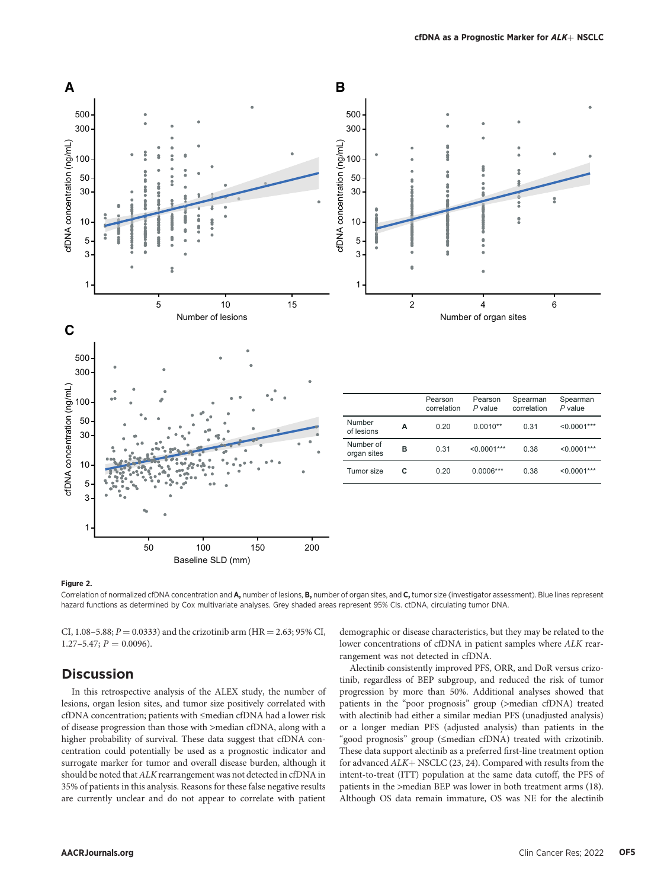| | | Pearson correlation | Pearson *P* value | Spearman correlation | Spearman *P* value |
|---|---|---|---|---|---|
| Number of lesions | A | 0.20 | 0.0010** | 0.31 | <0.0001*** |
| Number of organ sites | B | 0.31 | <0.0001*** | 0.38 | <0.0001*** |
| Tumor size | C | 0.20 | 0.0006*** | 0.38 | <0.0001*** |

**Figure 2.**

Correlation of normalized cfDNA concentration and **A,** number of lesions, **B,** number of organ sites, and **C,** tumor size (investigator assessment). Blue lines represent hazard functions as determined by Cox multivariate analyses. Grey shaded areas represent 95% CIs. ctDNA, circulating tumor DNA.

CI, 1.08–5.88; $P = 0.0333$) and the crizotinib arm (HR = 2.63; 95% CI, 1.27–5.47; $P = 0.0096$).

## Discussion

In this retrospective analysis of the ALEX study, the number of lesions, organ lesion sites, and tumor size positively correlated with cfDNA concentration; patients with ≤median cfDNA had a lower risk of disease progression than those with >median cfDNA, along with a higher probability of survival. These data suggest that cfDNA concentration could potentially be used as a prognostic indicator and surrogate marker for tumor and overall disease burden, although it should be noted that *ALK* rearrangement was not detected in cfDNA in 35% of patients in this analysis. Reasons for these false negative results are currently unclear and do not appear to correlate with patient demographic or disease characteristics, but they may be related to the lower concentrations of cfDNA in patient samples where *ALK* rearrangement was not detected in cfDNA.

Alectinib consistently improved PFS, ORR, and DoR versus crizotinib, regardless of BEP subgroup, and reduced the risk of tumor progression by more than 50%. Additional analyses showed that patients in the "poor prognosis" group (>median cfDNA) treated with alectinib had either a similar median PFS (unadjusted analysis) or a longer median PFS (adjusted analysis) than patients in the "good prognosis" group (≤median cfDNA) treated with crizotinib. These data support alectinib as a preferred first-line treatment option for advanced *ALK*+ NSCLC (23, 24). Compared with results from the intent-to-treat (ITT) population at the same data cutoff, the PFS of patients in the >median BEP was lower in both treatment arms (18). Although OS data remain immature, OS was NE for the alectinib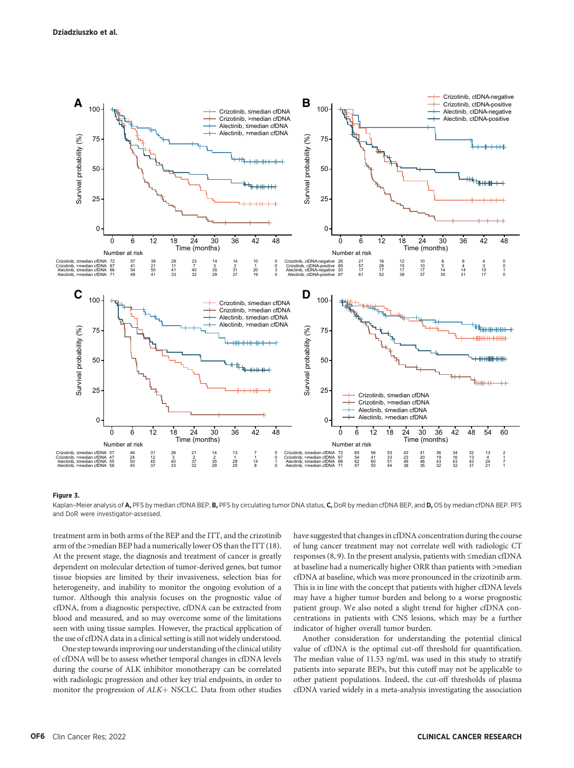**Figure 3.**

Kaplan–Meier analysis of **A,** PFS by median cfDNA BEP, **B,** PFS by circulating tumor DNA status, **C,** DoR by median cfDNA BEP, and **D,** OS by median cfDNA BEP. PFS and DoR were investigator-assessed.

treatment arm in both arms of the BEP and the ITT, and the crizotinib arm of the >median BEP had a numerically lower OS than the ITT (18). At the present stage, the diagnosis and treatment of cancer is greatly dependent on molecular detection of tumor-derived genes, but tumor tissue biopsies are limited by their invasiveness, selection bias for heterogeneity, and inability to monitor the ongoing evolution of a tumor. Although this analysis focuses on the prognostic value of cfDNA, from a diagnostic perspective, cfDNA can be extracted from blood and measured, and so may overcome some of the limitations seen with using tissue samples. However, the practical application of the use of cfDNA data in a clinical setting is still not widely understood.

One step towards improving our understanding of the clinical utility of cfDNA will be to assess whether temporal changes in cfDNA levels during the course of ALK inhibitor monotherapy can be correlated with radiologic progression and other key trial endpoints, in order to monitor the progression of *ALK*+ NSCLC. Data from other studies have suggested that changes in cfDNA concentration during the course of lung cancer treatment may not correlate well with radiologic CT responses (8, 9). In the present analysis, patients with ≤median cfDNA at baseline had a numerically higher ORR than patients with >median cfDNA at baseline, which was more pronounced in the crizotinib arm. This is in line with the concept that patients with higher cfDNA levels may have a higher tumor burden and belong to a worse prognostic patient group. We also noted a slight trend for higher cfDNA concentrations in patients with CNS lesions, which may be a further indicator of higher overall tumor burden.

Another consideration for understanding the potential clinical value of cfDNA is the optimal cut-off threshold for quantification. The median value of 11.53 ng/mL was used in this study to stratify patients into separate BEPs, but this cutoff may not be applicable to other patient populations. Indeed, the cut-off thresholds of plasma cfDNA varied widely in a meta-analysis investigating the association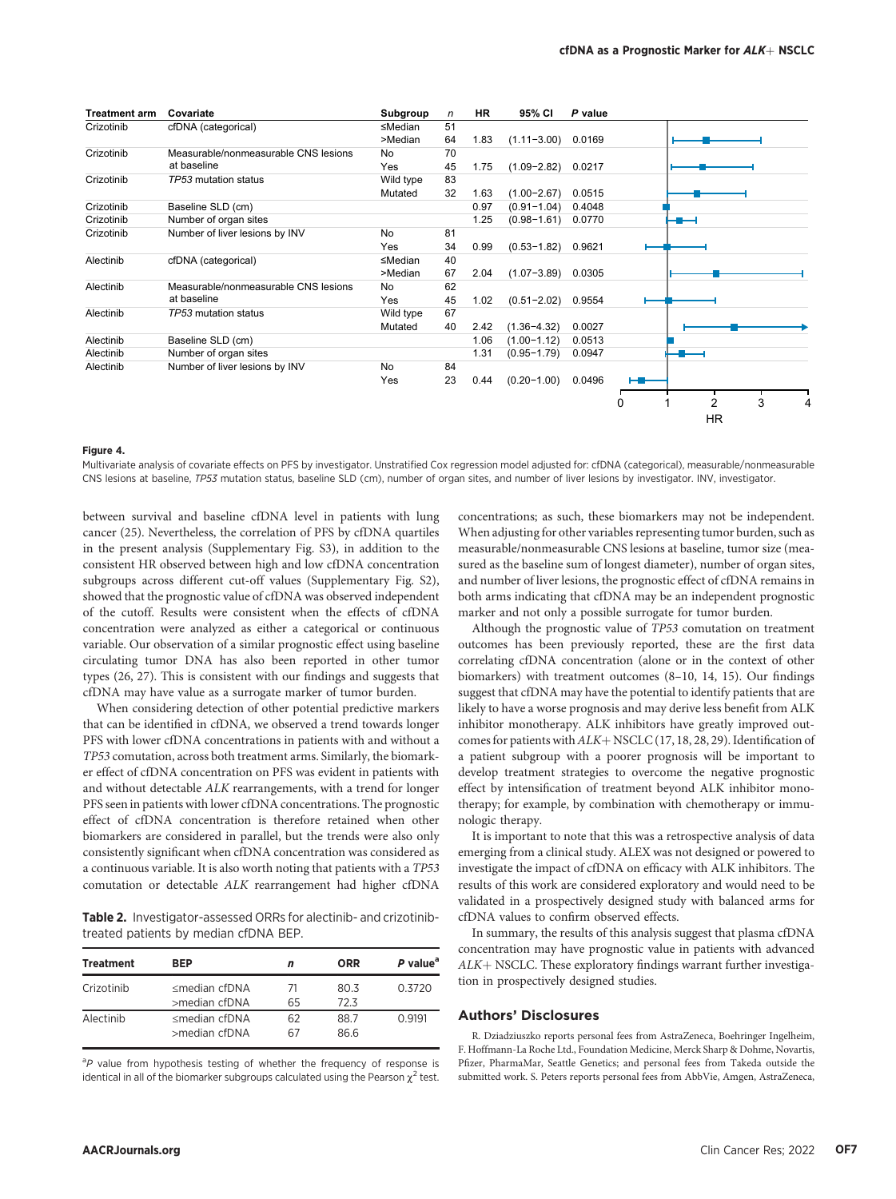| Treatment arm | Covariate | Subgroup | n | HR | 95% CI | P value |
|---|---|---|---|---|---|---|
| Crizotinib | cfDNA (categorical) | ≤Median | 51 | | | |
| | | >Median | 64 | 1.83 | (1.11–3.00) | 0.0169 |
| Crizotinib | Measurable/nonmeasurable CNS lesions at baseline | No | 70 | | | |
| | | Yes | 45 | 1.75 | (1.09–2.82) | 0.0217 |
| Crizotinib | *TP53* mutation status | Wild type | 83 | | | |
| | | Mutated | 32 | 1.63 | (1.00–2.67) | 0.0515 |
| Crizotinib | Baseline SLD (cm) | | | 0.97 | (0.91–1.04) | 0.4048 |
| Crizotinib | Number of organ sites | | | 1.25 | (0.98–1.61) | 0.0770 |
| Crizotinib | Number of liver lesions by INV | No | 81 | | | |
| | | Yes | 34 | 0.99 | (0.53–1.82) | 0.9621 |
| Alectinib | cfDNA (categorical) | ≤Median | 40 | | | |
| | | >Median | 67 | 2.04 | (1.07–3.89) | 0.0305 |
| Alectinib | Measurable/nonmeasurable CNS lesions at baseline | No | 62 | | | |
| | | Yes | 45 | 1.02 | (0.51–2.02) | 0.9554 |
| Alectinib | *TP53* mutation status | Wild type | 67 | | | |
| | | Mutated | 40 | 2.42 | (1.36–4.32) | 0.0027 |
| Alectinib | Baseline SLD (cm) | | | 1.06 | (1.00–1.12) | 0.0513 |
| Alectinib | Number of organ sites | | | 1.31 | (0.95–1.79) | 0.0947 |
| Alectinib | Number of liver lesions by INV | No | 84 | | | |
| | | Yes | 23 | 0.44 | (0.20–1.00) | 0.0496 |

**Figure 4.**

Multivariate analysis of covariate effects on PFS by investigator. Unstratified Cox regression model adjusted for: cfDNA (categorical), measurable/nonmeasurable CNS lesions at baseline, *TP53* mutation status, baseline SLD (cm), number of organ sites, and number of liver lesions by investigator. INV, investigator.

between survival and baseline cfDNA level in patients with lung cancer (25). Nevertheless, the correlation of PFS by cfDNA quartiles in the present analysis (Supplementary Fig. S3), in addition to the consistent HR observed between high and low cfDNA concentration subgroups across different cut-off values (Supplementary Fig. S2), showed that the prognostic value of cfDNA was observed independent of the cutoff. Results were consistent when the effects of cfDNA concentration were analyzed as either a categorical or continuous variable. Our observation of a similar prognostic effect using baseline circulating tumor DNA has also been reported in other tumor types (26, 27). This is consistent with our findings and suggests that cfDNA may have value as a surrogate marker of tumor burden.

When considering detection of other potential predictive markers that can be identified in cfDNA, we observed a trend towards longer PFS with lower cfDNA concentrations in patients with and without a *TP53* comutation, across both treatment arms. Similarly, the biomarker effect of cfDNA concentration on PFS was evident in patients with and without detectable *ALK* rearrangements, with a trend for longer PFS seen in patients with lower cfDNA concentrations. The prognostic effect of cfDNA concentration is therefore retained when other biomarkers are considered in parallel, but the trends were also only consistently significant when cfDNA concentration was considered as a continuous variable. It is also worth noting that patients with a *TP53* comutation or detectable *ALK* rearrangement had higher cfDNA concentrations; as such, these biomarkers may not be independent. When adjusting for other variables representing tumor burden, such as measurable/nonmeasurable CNS lesions at baseline, tumor size (measured as the baseline sum of longest diameter), number of organ sites, and number of liver lesions, the prognostic effect of cfDNA remains in both arms indicating that cfDNA may be an independent prognostic marker and not only a possible surrogate for tumor burden.

Although the prognostic value of *TP53* comutation on treatment outcomes has been previously reported, these are the first data correlating cfDNA concentration (alone or in the context of other biomarkers) with treatment outcomes (8–10, 14, 15). Our findings suggest that cfDNA may have the potential to identify patients that are likely to have a worse prognosis and may derive less benefit from ALK inhibitor monotherapy. ALK inhibitors have greatly improved outcomes for patients with *ALK*+ NSCLC (17, 18, 28, 29). Identification of a patient subgroup with a poorer prognosis will be important to develop treatment strategies to overcome the negative prognostic effect by intensification of treatment beyond ALK inhibitor monotherapy; for example, by combination with chemotherapy or immunologic therapy.

It is important to note that this was a retrospective analysis of data emerging from a clinical study. ALEX was not designed or powered to investigate the impact of cfDNA on efficacy with ALK inhibitors. The results of this work are considered exploratory and would need to be validated in a prospectively designed study with balanced arms for cfDNA values to confirm observed effects.

In summary, the results of this analysis suggest that plasma cfDNA concentration may have prognostic value in patients with advanced *ALK*+ NSCLC. These exploratory findings warrant further investigation in prospectively designed studies.

**Table 2.** Investigator-assessed ORRs for alectinib- and crizotinib-treated patients by median cfDNA BEP.

| Treatment | BEP | n | ORR | P value[a] |
|---|---|---|---|---|
| Crizotinib | ≤median cfDNA | 71 | 80.3 | 0.3720 |
| | >median cfDNA | 65 | 72.3 | |
| Alectinib | ≤median cfDNA | 62 | 88.7 | 0.9191 |
| | >median cfDNA | 67 | 86.6 | |

[a]P value from hypothesis testing of whether the frequency of response is identical in all of the biomarker subgroups calculated using the Pearson $\chi^2$ test.

## Authors' Disclosures

R. Dziadziuszko reports personal fees from AstraZeneca, Boehringer Ingelheim, F. Hoffmann-La Roche Ltd., Foundation Medicine, Merck Sharp & Dohme, Novartis, Pfizer, PharmaMar, Seattle Genetics; and personal fees from Takeda outside the submitted work. S. Peters reports personal fees from AbbVie, Amgen, AstraZeneca,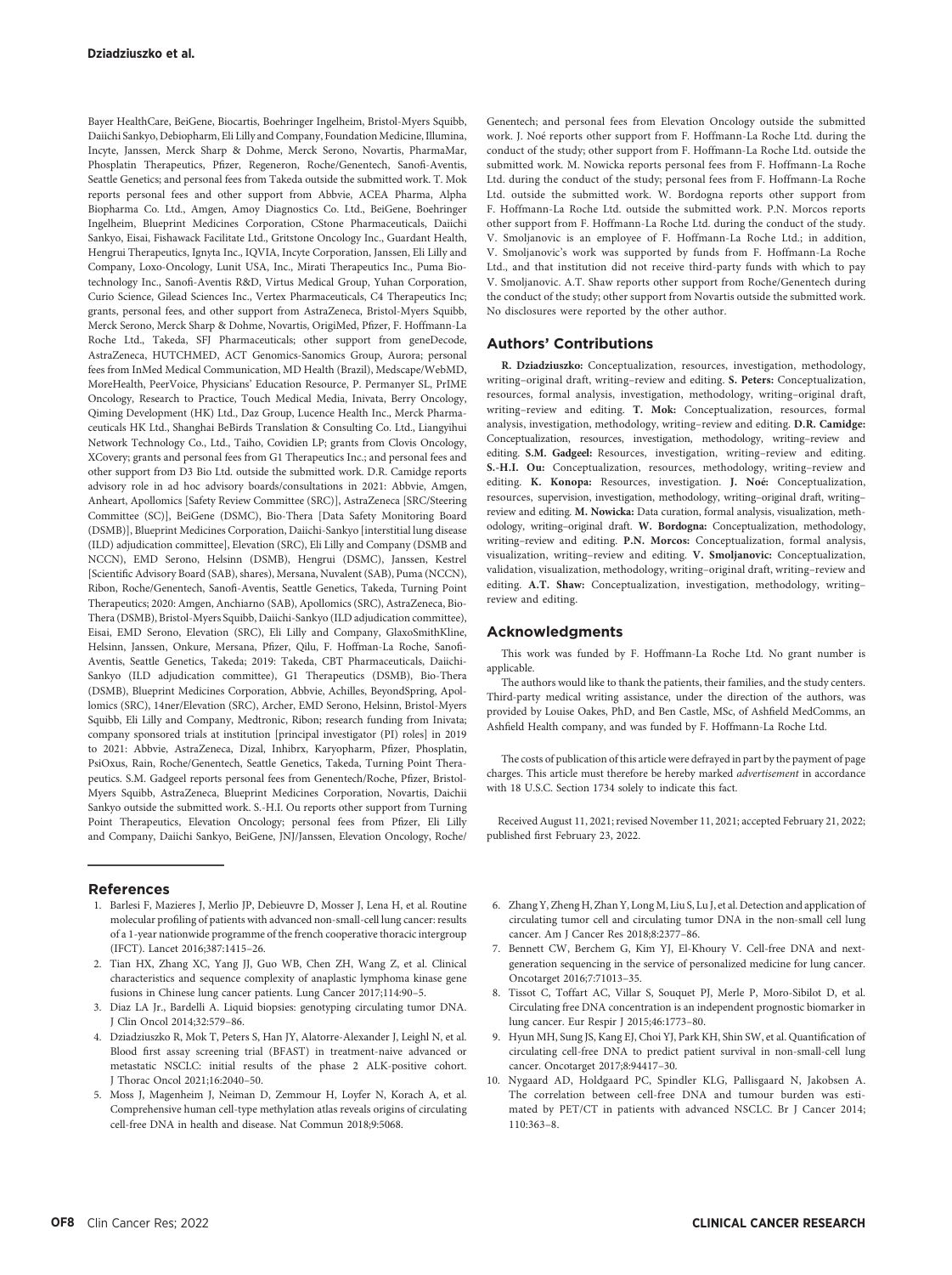Bayer HealthCare, BeiGene, Biocartis, Boehringer Ingelheim, Bristol-Myers Squibb, Daiichi Sankyo, Debiopharm, Eli Lilly and Company, Foundation Medicine, Illumina, Incyte, Janssen, Merck Sharp & Dohme, Merck Serono, Novartis, PharmaMar, Phosplatin Therapeutics, Pfizer, Regeneron, Roche/Genentech, Sanofi-Aventis, Seattle Genetics; and personal fees from Takeda outside the submitted work. T. Mok reports personal fees and other support from Abbvie, ACEA Pharma, Alpha Biopharma Co. Ltd., Amgen, Amoy Diagnostics Co. Ltd., BeiGene, Boehringer Ingelheim, Blueprint Medicines Corporation, CStone Pharmaceuticals, Daiichi Sankyo, Eisai, Fishawack Facilitate Ltd., Gritstone Oncology Inc., Guardant Health, Hengrui Therapeutics, Ignyta Inc., IQVIA, Incyte Corporation, Janssen, Eli Lilly and Company, Loxo-Oncology, Lunit USA, Inc., Mirati Therapeutics Inc., Puma Biotechnology Inc., Sanofi-Aventis R&D, Virtus Medical Group, Yuhan Corporation, Curio Science, Gilead Sciences Inc., Vertex Pharmaceuticals, C4 Therapeutics Inc; grants, personal fees, and other support from AstraZeneca, Bristol-Myers Squibb, Merck Serono, Merck Sharp & Dohme, Novartis, OrigiMed, Pfizer, F. Hoffmann-La Roche Ltd., Takeda, SFJ Pharmaceuticals; other support from geneDecode, AstraZeneca, HUTCHMED, ACT Genomics-Sanomics Group, Aurora; personal fees from InMed Medical Communication, MD Health (Brazil), Medscape/WebMD, MoreHealth, PeerVoice, Physicians' Education Resource, P. Permanyer SL, PrIME Oncology, Research to Practice, Touch Medical Media, Inivata, Berry Oncology, Qiming Development (HK) Ltd., Daz Group, Lucence Health Inc., Merck Pharmaceuticals HK Ltd., Shanghai BeBirds Translation & Consulting Co. Ltd., Liangyihui Network Technology Co., Ltd., Taiho, Covidien LP; grants from Clovis Oncology, XCovery; grants and personal fees from G1 Therapeutics Inc.; and personal fees and other support from D3 Bio Ltd. outside the submitted work. D.R. Camidge reports advisory role in ad hoc advisory boards/consultations in 2021: Abbvie, Amgen, Anheart, Apollomics [Safety Review Committee (SRC)], AstraZeneca [SRC/Steering Committee (SC)], BeiGene (DSMC), Bio-Thera [Data Safety Monitoring Board (DSMB)], Blueprint Medicines Corporation, Daiichi-Sankyo [interstitial lung disease (ILD) adjudication committee], Elevation (SRC), Eli Lilly and Company (DSMB and NCCN), EMD Serono, Helsinn (DSMB), Hengrui (DSMC), Janssen, Kestrel [Scientific Advisory Board (SAB), shares), Mersana, Nuvalent (SAB), Puma (NCCN), Ribon, Roche/Genentech, Sanofi-Aventis, Seattle Genetics, Takeda, Turning Point Therapeutics; 2020: Amgen, Anchiarno (SAB), Apollomics (SRC), AstraZeneca, Bio-Thera (DSMB), Bristol-Myers Squibb, Daiichi-Sankyo (ILD adjudication committee), Eisai, EMD Serono, Elevation (SRC), Eli Lilly and Company, GlaxoSmithKline, Helsinn, Janssen, Onkure, Mersana, Pfizer, Qilu, F. Hoffman-La Roche, Sanofi-Aventis, Seattle Genetics, Takeda; 2019: Takeda, CBT Pharmaceuticals, Daiichi-Sankyo (ILD adjudication committee), G1 Therapeutics (DSMB), Bio-Thera (DSMB), Blueprint Medicines Corporation, Abbvie, Achilles, BeyondSpring, Apollomics (SRC), 14ner/Elevation (SRC), Archer, EMD Serono, Helsinn, Bristol-Myers Squibb, Eli Lilly and Company, Medtronic, Ribon; research funding from Invivata; company sponsored trials at institution [principal investigator (PI) roles] in 2019 to 2021: Abbvie, AstraZeneca, Dizal, Inhibrx, Karyopharm, Pfizer, Phosplatin, PsiOxus, Rain, Roche/Genentech, Seattle Genetics, Takeda, Turning Point Therapeutics. S.M. Gadgeel reports personal fees from Genentech/Roche, Pfizer, Bristol-Myers Squibb, AstraZeneca, Blueprint Medicines Corporation, Novartis, Daichii Sankyo outside the submitted work. S.-H.I. Ou reports other support from Turning Point Therapeutics, Elevation Oncology; personal fees from Pfizer, Eli Lilly and Company, Daiichi Sankyo, BeiGene, JNJ/Janssen, Elevation Oncology, Roche/Genentech; and personal fees from Elevation Oncology outside the submitted work. J. Noé reports other support from F. Hoffmann-La Roche Ltd. during the conduct of the study; other support from F. Hoffmann-La Roche Ltd. outside the submitted work. M. Nowicka reports personal fees from F. Hoffmann-La Roche Ltd. during the conduct of the study; personal fees from F. Hoffmann-La Roche Ltd. outside the submitted work. W. Bordogna reports other support from F. Hoffmann-La Roche Ltd. outside the submitted work. P.N. Morcos reports other support from F. Hoffmann-La Roche Ltd. during the conduct of the study. V. Smoljanovic is an employee of F. Hoffmann-La Roche Ltd.; in addition, V. Smoljanovic's work was supported by funds from F. Hoffmann-La Roche Ltd., and that institution did not receive third-party funds with which to pay V. Smoljanovic. A.T. Shaw reports other support from Roche/Genentech during the conduct of the study; other support from Novartis outside the submitted work. No disclosures were reported by the other author.

## Authors' Contributions

**R. Dziadziuszko:** Conceptualization, resources, investigation, methodology, writing–original draft, writing–review and editing. **S. Peters:** Conceptualization, resources, formal analysis, investigation, methodology, writing–original draft, writing–review and editing. **T. Mok:** Conceptualization, resources, formal analysis, investigation, methodology, writing–review and editing. **D.R. Camidge:** Conceptualization, resources, investigation, methodology, writing–review and editing. **S.M. Gadgeel:** Resources, investigation, writing–review and editing. **S.-H.I. Ou:** Conceptualization, resources, methodology, writing–review and editing. **K. Konopa:** Resources, investigation. **J. Noé:** Conceptualization, resources, supervision, investigation, methodology, writing–original draft, writing–review and editing. **M. Nowicka:** Data curation, formal analysis, visualization, methodology, writing–original draft. **W. Bordogna:** Conceptualization, methodology, writing–review and editing. **P.N. Morcos:** Conceptualization, formal analysis, visualization, writing–review and editing. **V. Smoljanovic:** Conceptualization, validation, visualization, methodology, writing–original draft, writing–review and editing. **A.T. Shaw:** Conceptualization, investigation, methodology, writing–review and editing.

## Acknowledgments

This work was funded by F. Hoffmann-La Roche Ltd. No grant number is applicable.

The authors would like to thank the patients, their families, and the study centers. Third-party medical writing assistance, under the direction of the authors, was provided by Louise Oakes, PhD, and Ben Castle, MSc, of Ashfield MedComms, an Ashfield Health company, and was funded by F. Hoffmann-La Roche Ltd.

The costs of publication of this article were defrayed in part by the payment of page charges. This article must therefore be hereby marked *advertisement* in accordance with 18 U.S.C. Section 1734 solely to indicate this fact.

Received August 11, 2021; revised November 11, 2021; accepted February 21, 2022; published first February 23, 2022.

## References

1. Barlesi F, Mazieres J, Merlio JP, Debieuvre D, Mosser J, Lena H, et al. Routine molecular profiling of patients with advanced non-small-cell lung cancer: results of a 1-year nationwide programme of the french cooperative thoracic intergroup (IFCT). Lancet 2016;387:1415–26.
2. Tian HX, Zhang XC, Yang JJ, Guo WB, Chen ZH, Wang Z, et al. Clinical characteristics and sequence complexity of anaplastic lymphoma kinase gene fusions in Chinese lung cancer patients. Lung Cancer 2017;114:90–5.
3. Diaz LA Jr., Bardelli A. Liquid biopsies: genotyping circulating tumor DNA. J Clin Oncol 2014;32:579–86.
4. Dziadziuszko R, Mok T, Peters S, Han JY, Alatorre-Alexander J, Leighl N, et al. Blood first assay screening trial (BFAST) in treatment-naive advanced or metastatic NSCLC: initial results of the phase 2 ALK-positive cohort. J Thorac Oncol 2021;16:2040–50.
5. Moss J, Magenheim J, Neiman D, Zemmour H, Loyfer N, Korach A, et al. Comprehensive human cell-type methylation atlas reveals origins of circulating cell-free DNA in health and disease. Nat Commun 2018;9:5068.
6. Zhang Y, Zheng H, Zhan Y, Long M, Liu S, Lu J, et al. Detection and application of circulating tumor cell and circulating tumor DNA in the non-small cell lung cancer. Am J Cancer Res 2018;8:2377–86.
7. Bennett CW, Berchem G, Kim YJ, El-Khoury V. Cell-free DNA and next-generation sequencing in the service of personalized medicine for lung cancer. Oncotarget 2016;7:71013–35.
8. Tissot C, Toffart AC, Villar S, Souquet PJ, Merle P, Moro-Sibilot D, et al. Circulating free DNA concentration is an independent prognostic biomarker in lung cancer. Eur Respir J 2015;46:1773–80.
9. Hyun MH, Sung JS, Kang EJ, Choi YJ, Park KH, Shin SW, et al. Quantification of circulating cell-free DNA to predict patient survival in non-small-cell lung cancer. Oncotarget 2017;8:94417–30.
10. Nygaard AD, Holdgaard PC, Spindler KLG, Pallisgaard N, Jakobsen A. The correlation between cell-free DNA and tumour burden was estimated by PET/CT in patients with advanced NSCLC. Br J Cancer 2014;110:363–8.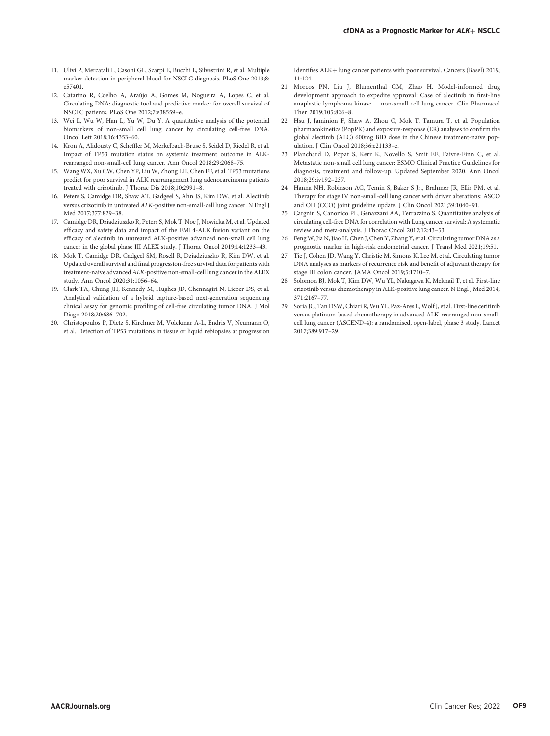11. Ulivi P, Mercatali L, Casoni GL, Scarpi E, Bucchi L, Silvestrini R, et al. Multiple marker detection in peripheral blood for NSCLC diagnosis. PLoS One 2013;8: e57401.
12. Catarino R, Coelho A, Araújo A, Gomes M, Nogueira A, Lopes C, et al. Circulating DNA: diagnostic tool and predictive marker for overall survival of NSCLC patients. PLoS One 2012;7:e38559–e.
13. Wei L, Wu W, Han L, Yu W, Du Y. A quantitative analysis of the potential biomarkers of non-small cell lung cancer by circulating cell-free DNA. Oncol Lett 2018;16:4353–60.
14. Kron A, Alidousty C, Scheffler M, Merkelbach-Bruse S, Seidel D, Riedel R, et al. Impact of TP53 mutation status on systemic treatment outcome in ALK-rearranged non-small-cell lung cancer. Ann Oncol 2018;29:2068–75.
15. Wang WX, Xu CW, Chen YP, Liu W, Zhong LH, Chen FF, et al. TP53 mutations predict for poor survival in ALK rearrangement lung adenocarcinoma patients treated with crizotinib. J Thorac Dis 2018;10:2991–8.
16. Peters S, Camidge DR, Shaw AT, Gadgeel S, Ahn JS, Kim DW, et al. Alectinib versus crizotinib in untreated *ALK*-positive non-small-cell lung cancer. N Engl J Med 2017;377:829–38.
17. Camidge DR, Dziadziuszko R, Peters S, Mok T, Noe J, Nowicka M, et al. Updated efficacy and safety data and impact of the EML4-ALK fusion variant on the efficacy of alectinib in untreated ALK-positive advanced non-small cell lung cancer in the global phase III ALEX study. J Thorac Oncol 2019;14:1233–43.
18. Mok T, Camidge DR, Gadgeel SM, Rosell R, Dziadziuszko R, Kim DW, et al. Updated overall survival and final progression-free survival data for patients with treatment-naive advanced *ALK*-positive non-small-cell lung cancer in the ALEX study. Ann Oncol 2020;31:1056–64.
19. Clark TA, Chung JH, Kennedy M, Hughes JD, Chennagiri N, Lieber DS, et al. Analytical validation of a hybrid capture-based next-generation sequencing clinical assay for genomic profiling of cell-free circulating tumor DNA. J Mol Diagn 2018;20:686–702.
20. Christopoulos P, Dietz S, Kirchner M, Volckmar A-L, Endris V, Neumann O, et al. Detection of TP53 mutations in tissue or liquid rebiopsies at progression Identifies ALK+ lung cancer patients with poor survival. Cancers (Basel) 2019; 11:124.
21. Morcos PN, Liu J, Blumenthal GM, Zhao H. Model-informed drug development approach to expedite approval: Case of alectinib in first-line anaplastic lymphoma kinase + non-small cell lung cancer. Clin Pharmacol Ther 2019;105:826–8.
22. Hsu J, Jaminion F, Shaw A, Zhou C, Mok T, Tamura T, et al. Population pharmacokinetics (PopPK) and exposure-response (ER) analyses to confirm the global alectinib (ALC) 600mg BID dose in the Chinese treatment-naïve population. J Clin Oncol 2018;36:e21133–e.
23. Planchard D, Popat S, Kerr K, Novello S, Smit EF, Faivre-Finn C, et al. Metastatic non-small cell lung cancer: ESMO Clinical Practice Guidelines for diagnosis, treatment and follow-up. Updated September 2020. Ann Oncol 2018;29:iv192–237.
24. Hanna NH, Robinson AG, Temin S, Baker S Jr., Brahmer JR, Ellis PM, et al. Therapy for stage IV non-small-cell lung cancer with driver alterations: ASCO and OH (CCO) joint guideline update. J Clin Oncol 2021;39:1040–91.
25. Cargnin S, Canonico PL, Genazzani AA, Terrazzino S. Quantitative analysis of circulating cell-free DNA for correlation with Lung cancer survival: A systematic review and meta-analysis. J Thorac Oncol 2017;12:43–53.
26. Feng W, Jia N, Jiao H, Chen J, Chen Y, Zhang Y, et al. Circulating tumor DNA as a prognostic marker in high-risk endometrial cancer. J Transl Med 2021;19:51.
27. Tie J, Cohen JD, Wang Y, Christie M, Simons K, Lee M, et al. Circulating tumor DNA analyses as markers of recurrence risk and benefit of adjuvant therapy for stage III colon cancer. JAMA Oncol 2019;5:1710–7.
28. Solomon BJ, Mok T, Kim DW, Wu YL, Nakagawa K, Mekhail T, et al. First-line crizotinib versus chemotherapy in ALK-positive lung cancer. N Engl J Med 2014; 371:2167–77.
29. Soria JC, Tan DSW, Chiari R, Wu YL, Paz-Ares L, Wolf J, et al. First-line ceritinib versus platinum-based chemotherapy in advanced ALK-rearranged non-small-cell lung cancer (ASCEND-4): a randomised, open-label, phase 3 study. Lancet 2017;389:917–29.